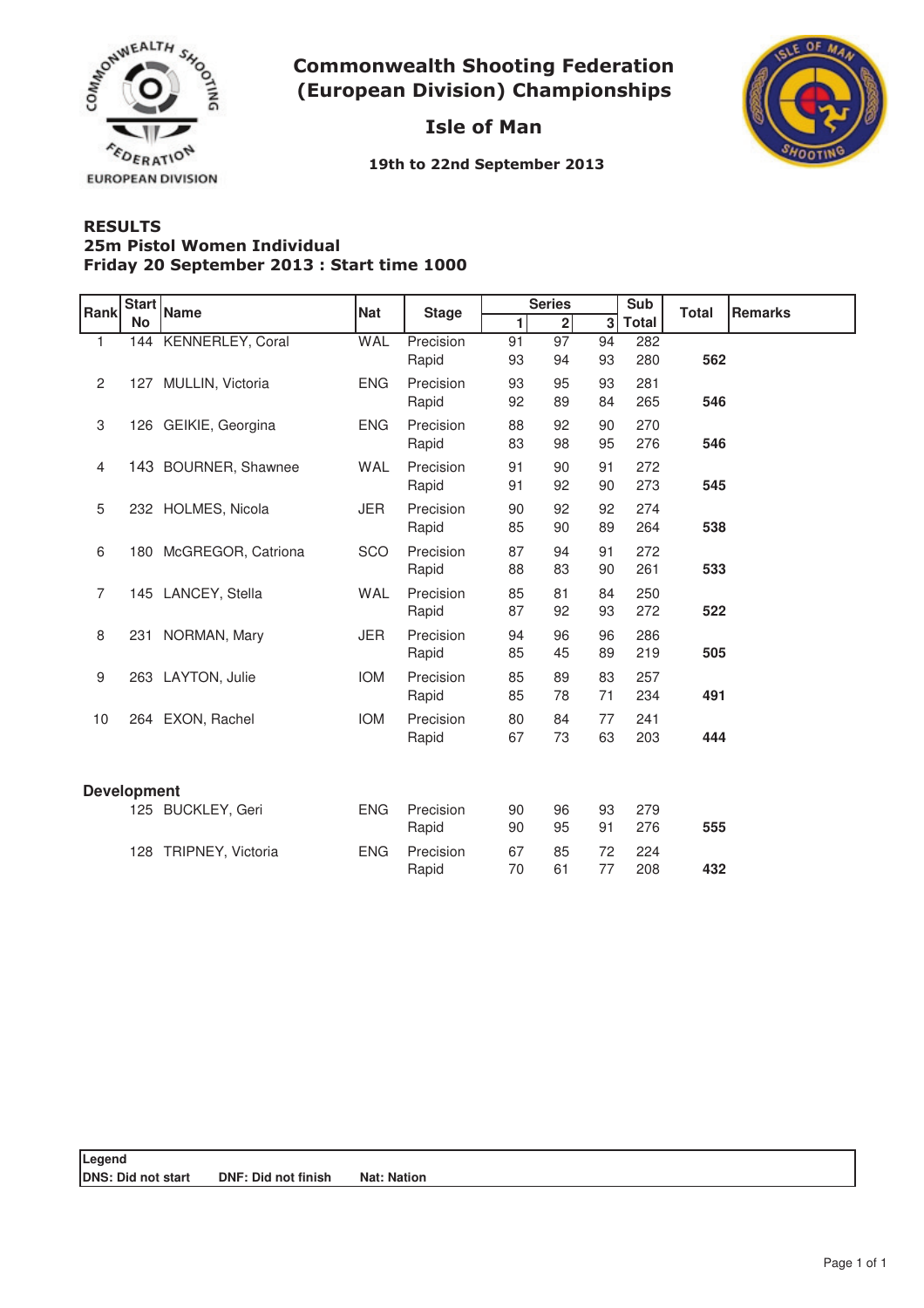# Commonwealth Shooting Federation (European Division) Championships

## Isle of Man

**19th to 22nd September 2013**

### RESULTS
### 25m Pistol Women Individual
### Friday 20 September 2013 : Start time 1000

| Rank | Start No | Name | Nat | Stage | Series 1 | Series 2 | Series 3 | Sub Total | Total | Remarks |
|---|---|---|---|---|---|---|---|---|---|---|
| 1 | 144 | KENNERLEY, Coral | WAL | Precision | 91 | 97 | 94 | 282 | | |
| | | | | Rapid | 93 | 94 | 93 | 280 | **562** | |
| 2 | 127 | MULLIN, Victoria | ENG | Precision | 93 | 95 | 93 | 281 | | |
| | | | | Rapid | 92 | 89 | 84 | 265 | **546** | |
| 3 | 126 | GEIKIE, Georgina | ENG | Precision | 88 | 92 | 90 | 270 | | |
| | | | | Rapid | 83 | 98 | 95 | 276 | **546** | |
| 4 | 143 | BOURNER, Shawnee | WAL | Precision | 91 | 90 | 91 | 272 | | |
| | | | | Rapid | 91 | 92 | 90 | 273 | **545** | |
| 5 | 232 | HOLMES, Nicola | JER | Precision | 90 | 92 | 92 | 274 | | |
| | | | | Rapid | 85 | 90 | 89 | 264 | **538** | |
| 6 | 180 | McGREGOR, Catriona | SCO | Precision | 87 | 94 | 91 | 272 | | |
| | | | | Rapid | 88 | 83 | 90 | 261 | **533** | |
| 7 | 145 | LANCEY, Stella | WAL | Precision | 85 | 81 | 84 | 250 | | |
| | | | | Rapid | 87 | 92 | 93 | 272 | **522** | |
| 8 | 231 | NORMAN, Mary | JER | Precision | 94 | 96 | 96 | 286 | | |
| | | | | Rapid | 85 | 45 | 89 | 219 | **505** | |
| 9 | 263 | LAYTON, Julie | IOM | Precision | 85 | 89 | 83 | 257 | | |
| | | | | Rapid | 85 | 78 | 71 | 234 | **491** | |
| 10 | 264 | EXON, Rachel | IOM | Precision | 80 | 84 | 77 | 241 | | |
| | | | | Rapid | 67 | 73 | 63 | 203 | **444** | |
| **Development** | | | | | | | | | | |
| | 125 | BUCKLEY, Geri | ENG | Precision | 90 | 96 | 93 | 279 | | |
| | | | | Rapid | 90 | 95 | 91 | 276 | **555** | |
| | 128 | TRIPNEY, Victoria | ENG | Precision | 67 | 85 | 72 | 224 | | |
| | | | | Rapid | 70 | 61 | 77 | 208 | **432** | |

**Legend**
**DNS: Did not start** **DNF: Did not finish** **Nat: Nation**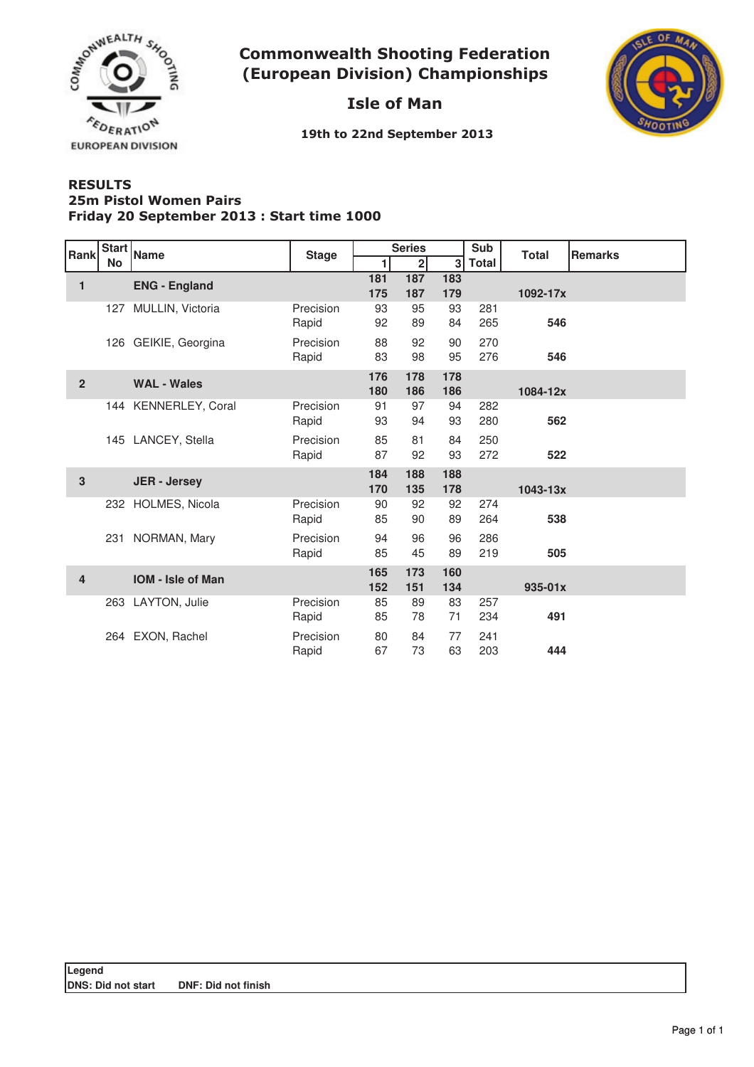# Commonwealth Shooting Federation (European Division) Championships

## Isle of Man

**19th to 22nd September 2013**

### RESULTS
### 25m Pistol Women Pairs
### Friday 20 September 2013 : Start time 1000

| Rank | Start No | Name | Stage | Series 1 | Series 2 | Series 3 | Sub Total | Total | Remarks |
|---|---|---|---|---|---|---|---|---|---|
| **1** | | **ENG - England** | | **181** | **187** | **183** | | | |
| | | | | **175** | **187** | **179** | | **1092-17x** | |
| | 127 | MULLIN, Victoria | Precision | 93 | 95 | 93 | 281 | | |
| | | | Rapid | 92 | 89 | 84 | 265 | **546** | |
| | 126 | GEIKIE, Georgina | Precision | 88 | 92 | 90 | 270 | | |
| | | | Rapid | 83 | 98 | 95 | 276 | **546** | |
| **2** | | **WAL - Wales** | | **176** | **178** | **178** | | | |
| | | | | **180** | **186** | **186** | | **1084-12x** | |
| | 144 | KENNERLEY, Coral | Precision | 91 | 97 | 94 | 282 | | |
| | | | Rapid | 93 | 94 | 93 | 280 | **562** | |
| | 145 | LANCEY, Stella | Precision | 85 | 81 | 84 | 250 | | |
| | | | Rapid | 87 | 92 | 93 | 272 | **522** | |
| **3** | | **JER - Jersey** | | **184** | **188** | **188** | | | |
| | | | | **170** | **135** | **178** | | **1043-13x** | |
| | 232 | HOLMES, Nicola | Precision | 90 | 92 | 92 | 274 | | |
| | | | Rapid | 85 | 90 | 89 | 264 | **538** | |
| | 231 | NORMAN, Mary | Precision | 94 | 96 | 96 | 286 | | |
| | | | Rapid | 85 | 45 | 89 | 219 | **505** | |
| **4** | | **IOM - Isle of Man** | | **165** | **173** | **160** | | | |
| | | | | **152** | **151** | **134** | | **935-01x** | |
| | 263 | LAYTON, Julie | Precision | 85 | 89 | 83 | 257 | | |
| | | | Rapid | 85 | 78 | 71 | 234 | **491** | |
| | 264 | EXON, Rachel | Precision | 80 | 84 | 77 | 241 | | |
| | | | Rapid | 67 | 73 | 63 | 203 | **444** | |

**Legend**
**DNS: Did not start** **DNF: Did not finish**